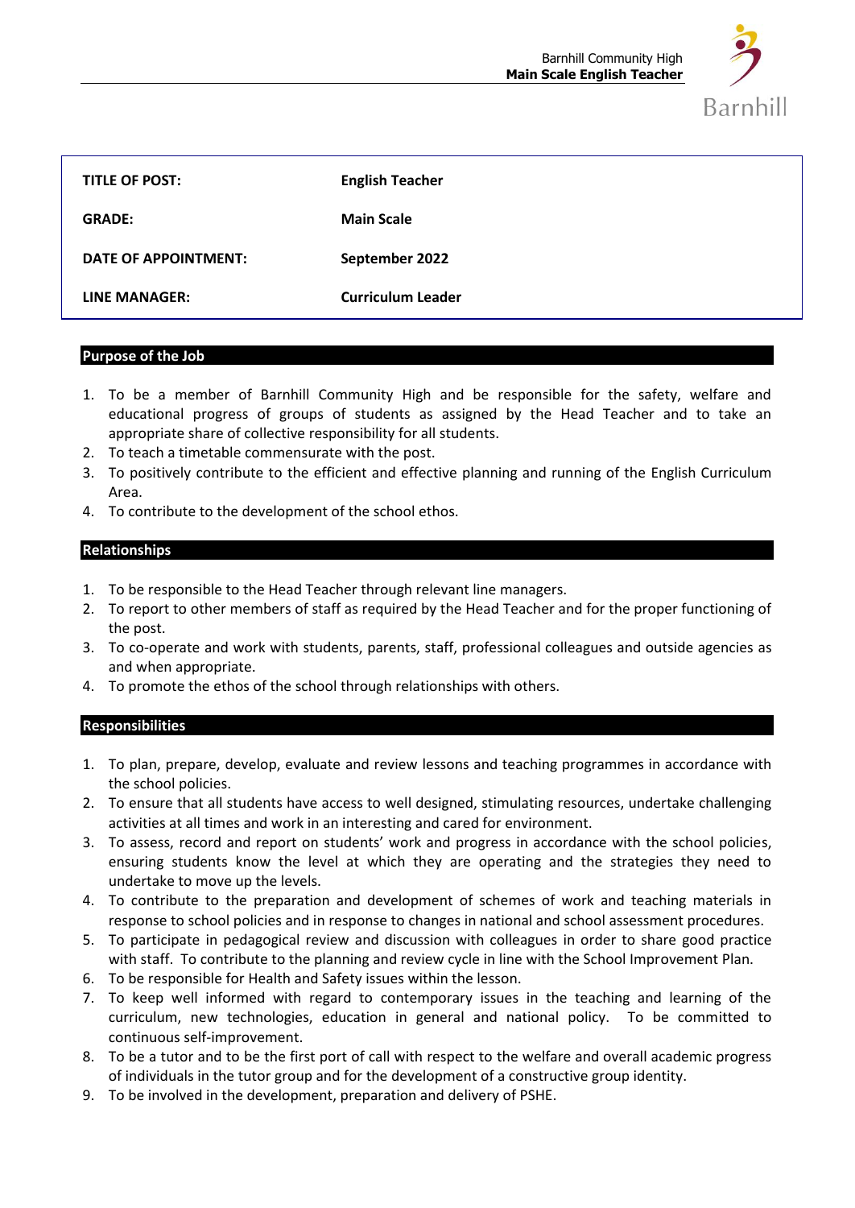| | |
|---|---|
| **TITLE OF POST:** | **English Teacher** |
| **GRADE:** | **Main Scale** |
| **DATE OF APPOINTMENT:** | **September 2022** |
| **LINE MANAGER:** | **Curriculum Leader** |

## Purpose of the Job

1. To be a member of Barnhill Community High and be responsible for the safety, welfare and educational progress of groups of students as assigned by the Head Teacher and to take an appropriate share of collective responsibility for all students.
2. To teach a timetable commensurate with the post.
3. To positively contribute to the efficient and effective planning and running of the English Curriculum Area.
4. To contribute to the development of the school ethos.

## Relationships

1. To be responsible to the Head Teacher through relevant line managers.
2. To report to other members of staff as required by the Head Teacher and for the proper functioning of the post.
3. To co-operate and work with students, parents, staff, professional colleagues and outside agencies as and when appropriate.
4. To promote the ethos of the school through relationships with others.

## Responsibilities

1. To plan, prepare, develop, evaluate and review lessons and teaching programmes in accordance with the school policies.
2. To ensure that all students have access to well designed, stimulating resources, undertake challenging activities at all times and work in an interesting and cared for environment.
3. To assess, record and report on students' work and progress in accordance with the school policies, ensuring students know the level at which they are operating and the strategies they need to undertake to move up the levels.
4. To contribute to the preparation and development of schemes of work and teaching materials in response to school policies and in response to changes in national and school assessment procedures.
5. To participate in pedagogical review and discussion with colleagues in order to share good practice with staff. To contribute to the planning and review cycle in line with the School Improvement Plan.
6. To be responsible for Health and Safety issues within the lesson.
7. To keep well informed with regard to contemporary issues in the teaching and learning of the curriculum, new technologies, education in general and national policy. To be committed to continuous self-improvement.
8. To be a tutor and to be the first port of call with respect to the welfare and overall academic progress of individuals in the tutor group and for the development of a constructive group identity.
9. To be involved in the development, preparation and delivery of PSHE.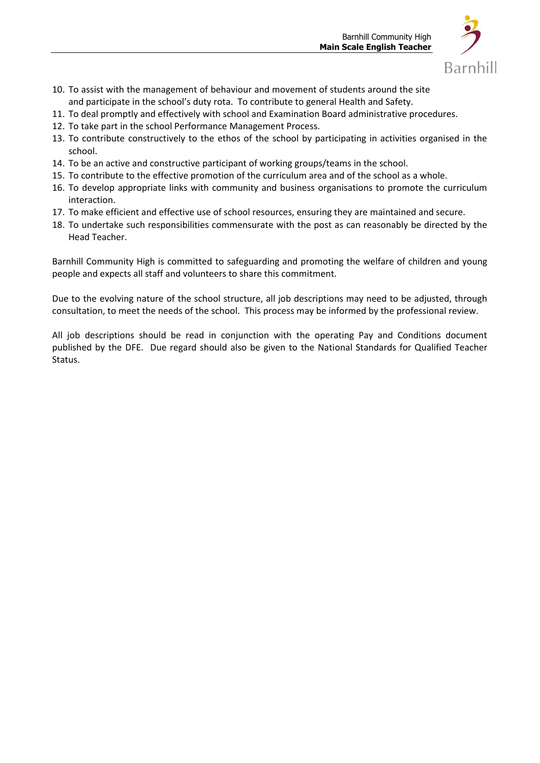10. To assist with the management of behaviour and movement of students around the site and participate in the school's duty rota. To contribute to general Health and Safety.
11. To deal promptly and effectively with school and Examination Board administrative procedures.
12. To take part in the school Performance Management Process.
13. To contribute constructively to the ethos of the school by participating in activities organised in the school.
14. To be an active and constructive participant of working groups/teams in the school.
15. To contribute to the effective promotion of the curriculum area and of the school as a whole.
16. To develop appropriate links with community and business organisations to promote the curriculum interaction.
17. To make efficient and effective use of school resources, ensuring they are maintained and secure.
18. To undertake such responsibilities commensurate with the post as can reasonably be directed by the Head Teacher.

Barnhill Community High is committed to safeguarding and promoting the welfare of children and young people and expects all staff and volunteers to share this commitment.

Due to the evolving nature of the school structure, all job descriptions may need to be adjusted, through consultation, to meet the needs of the school. This process may be informed by the professional review.

All job descriptions should be read in conjunction with the operating Pay and Conditions document published by the DFE. Due regard should also be given to the National Standards for Qualified Teacher Status.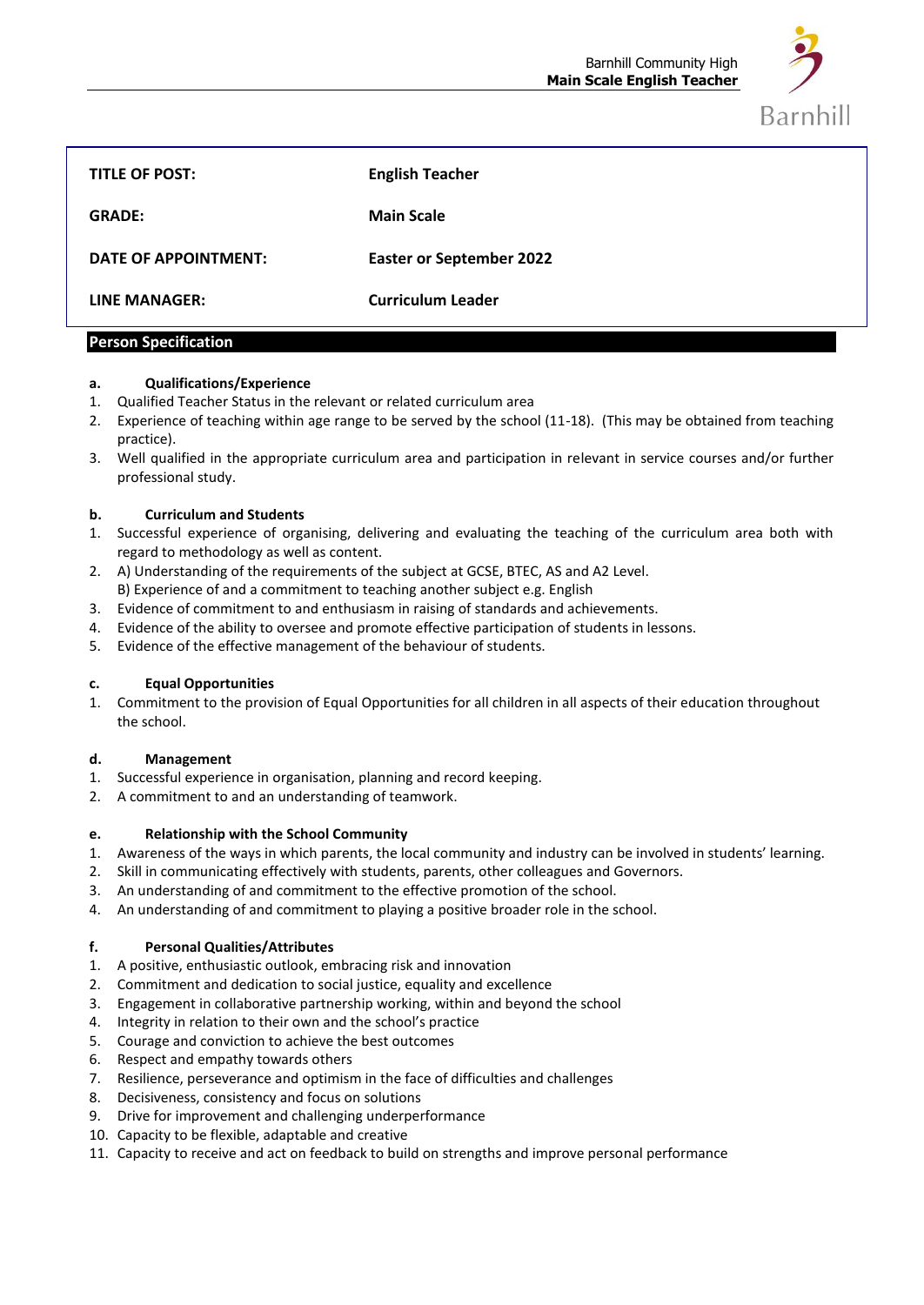| | |
|---|---|
| **TITLE OF POST:** | **English Teacher** |
| **GRADE:** | **Main Scale** |
| **DATE OF APPOINTMENT:** | **Easter or September 2022** |
| **LINE MANAGER:** | **Curriculum Leader** |

## Person Specification

**a. Qualifications/Experience**

1. Qualified Teacher Status in the relevant or related curriculum area
2. Experience of teaching within age range to be served by the school (11-18). (This may be obtained from teaching practice).
3. Well qualified in the appropriate curriculum area and participation in relevant in service courses and/or further professional study.

**b. Curriculum and Students**

1. Successful experience of organising, delivering and evaluating the teaching of the curriculum area both with regard to methodology as well as content.
2. A) Understanding of the requirements of the subject at GCSE, BTEC, AS and A2 Level.
   B) Experience of and a commitment to teaching another subject e.g. English
3. Evidence of commitment to and enthusiasm in raising of standards and achievements.
4. Evidence of the ability to oversee and promote effective participation of students in lessons.
5. Evidence of the effective management of the behaviour of students.

**c. Equal Opportunities**

1. Commitment to the provision of Equal Opportunities for all children in all aspects of their education throughout the school.

**d. Management**

1. Successful experience in organisation, planning and record keeping.
2. A commitment to and an understanding of teamwork.

**e. Relationship with the School Community**

1. Awareness of the ways in which parents, the local community and industry can be involved in students' learning.
2. Skill in communicating effectively with students, parents, other colleagues and Governors.
3. An understanding of and commitment to the effective promotion of the school.
4. An understanding of and commitment to playing a positive broader role in the school.

**f. Personal Qualities/Attributes**

1. A positive, enthusiastic outlook, embracing risk and innovation
2. Commitment and dedication to social justice, equality and excellence
3. Engagement in collaborative partnership working, within and beyond the school
4. Integrity in relation to their own and the school's practice
5. Courage and conviction to achieve the best outcomes
6. Respect and empathy towards others
7. Resilience, perseverance and optimism in the face of difficulties and challenges
8. Decisiveness, consistency and focus on solutions
9. Drive for improvement and challenging underperformance
10. Capacity to be flexible, adaptable and creative
11. Capacity to receive and act on feedback to build on strengths and improve personal performance